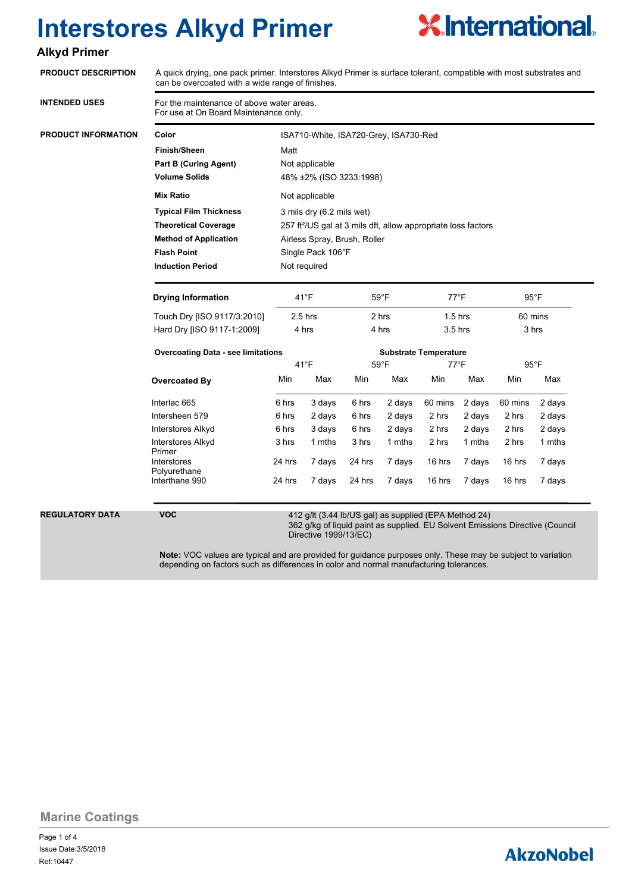# Interstores Alkyd Primer

## Alkyd Primer

**PRODUCT DESCRIPTION**

A quick drying, one pack primer. Interstores Alkyd Primer is surface tolerant, compatible with most substrates and can be overcoated with a wide range of finishes.

**INTENDED USES**

For the maintenance of above water areas.
For use at On Board Maintenance only.

**PRODUCT INFORMATION**

| | |
|---|---|
| **Color** | ISA710-White, ISA720-Grey, ISA730-Red |
| **Finish/Sheen** | Matt |
| **Part B (Curing Agent)** | Not applicable |
| **Volume Solids** | 48% ±2% (ISO 3233:1998) |
| **Mix Ratio** | Not applicable |
| **Typical Film Thickness** | 3 mils dry (6.2 mils wet) |
| **Theoretical Coverage** | 257 ft²/US gal at 3 mils dft, allow appropriate loss factors |
| **Method of Application** | Airless Spray, Brush, Roller |
| **Flash Point** | Single Pack 106°F |
| **Induction Period** | Not required |

| **Drying Information** | 41°F | 59°F | 77°F | 95°F |
|---|---|---|---|---|
| Touch Dry [ISO 9117/3:2010] | 2.5 hrs | 2 hrs | 1.5 hrs | 60 mins |
| Hard Dry [ISO 9117-1:2009] | 4 hrs | 4 hrs | 3.5 hrs | 3 hrs |

**Overcoating Data - see limitations**

| | **Substrate Temperature** | | | | | | | |
|---|---|---|---|---|---|---|---|---|
| | 41°F | | 59°F | | 77°F | | 95°F | |
| **Overcoated By** | Min | Max | Min | Max | Min | Max | Min | Max |
| Interlac 665 | 6 hrs | 3 days | 6 hrs | 2 days | 60 mins | 2 days | 60 mins | 2 days |
| Intersheen 579 | 6 hrs | 2 days | 6 hrs | 2 days | 2 hrs | 2 days | 2 hrs | 2 days |
| Interstores Alkyd | 6 hrs | 3 days | 6 hrs | 2 days | 2 hrs | 2 days | 2 hrs | 2 days |
| Interstores Alkyd Primer | 3 hrs | 1 mths | 3 hrs | 1 mths | 2 hrs | 1 mths | 2 hrs | 1 mths |
| Interstores Polyurethane | 24 hrs | 7 days | 24 hrs | 7 days | 16 hrs | 7 days | 16 hrs | 7 days |
| Interthane 990 | 24 hrs | 7 days | 24 hrs | 7 days | 16 hrs | 7 days | 16 hrs | 7 days |

**REGULATORY DATA**

**VOC**

412 g/lt (3.44 lb/US gal) as supplied (EPA Method 24)
362 g/kg of liquid paint as supplied. EU Solvent Emissions Directive (Council Directive 1999/13/EC)

**Note:** VOC values are typical and are provided for guidance purposes only. These may be subject to variation depending on factors such as differences in color and normal manufacturing tolerances.

Marine Coatings

Issue Date:3/5/2018
Ref:10447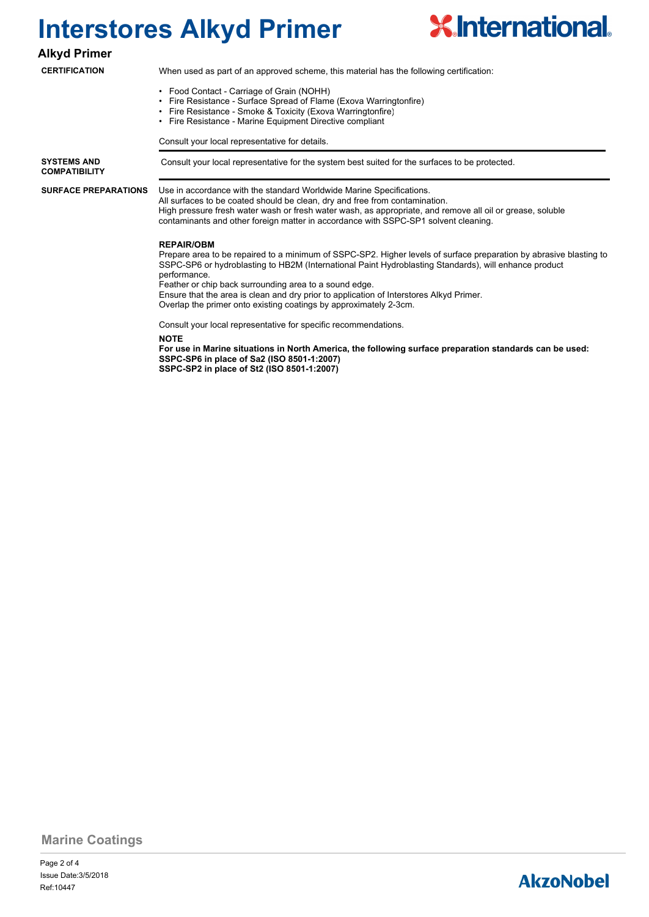# Interstores Alkyd Primer

## Alkyd Primer

**CERTIFICATION**

When used as part of an approved scheme, this material has the following certification:

- Food Contact - Carriage of Grain (NOHH)
- Fire Resistance - Surface Spread of Flame (Exova Warringtonfire)
- Fire Resistance - Smoke & Toxicity (Exova Warringtonfire)
- Fire Resistance - Marine Equipment Directive compliant

Consult your local representative for details.

**SYSTEMS AND COMPATIBILITY**

Consult your local representative for the system best suited for the surfaces to be protected.

**SURFACE PREPARATIONS**

Use in accordance with the standard Worldwide Marine Specifications.
All surfaces to be coated should be clean, dry and free from contamination.
High pressure fresh water wash or fresh water wash, as appropriate, and remove all oil or grease, soluble contaminants and other foreign matter in accordance with SSPC-SP1 solvent cleaning.

**REPAIR/OBM**

Prepare area to be repaired to a minimum of SSPC-SP2. Higher levels of surface preparation by abrasive blasting to SSPC-SP6 or hydroblasting to HB2M (International Paint Hydroblasting Standards), will enhance product performance.
Feather or chip back surrounding area to a sound edge.
Ensure that the area is clean and dry prior to application of Interstores Alkyd Primer.
Overlap the primer onto existing coatings by approximately 2-3cm.

Consult your local representative for specific recommendations.

**NOTE**

**For use in Marine situations in North America, the following surface preparation standards can be used:**
**SSPC-SP6 in place of Sa2 (ISO 8501-1:2007)**
**SSPC-SP2 in place of St2 (ISO 8501-1:2007)**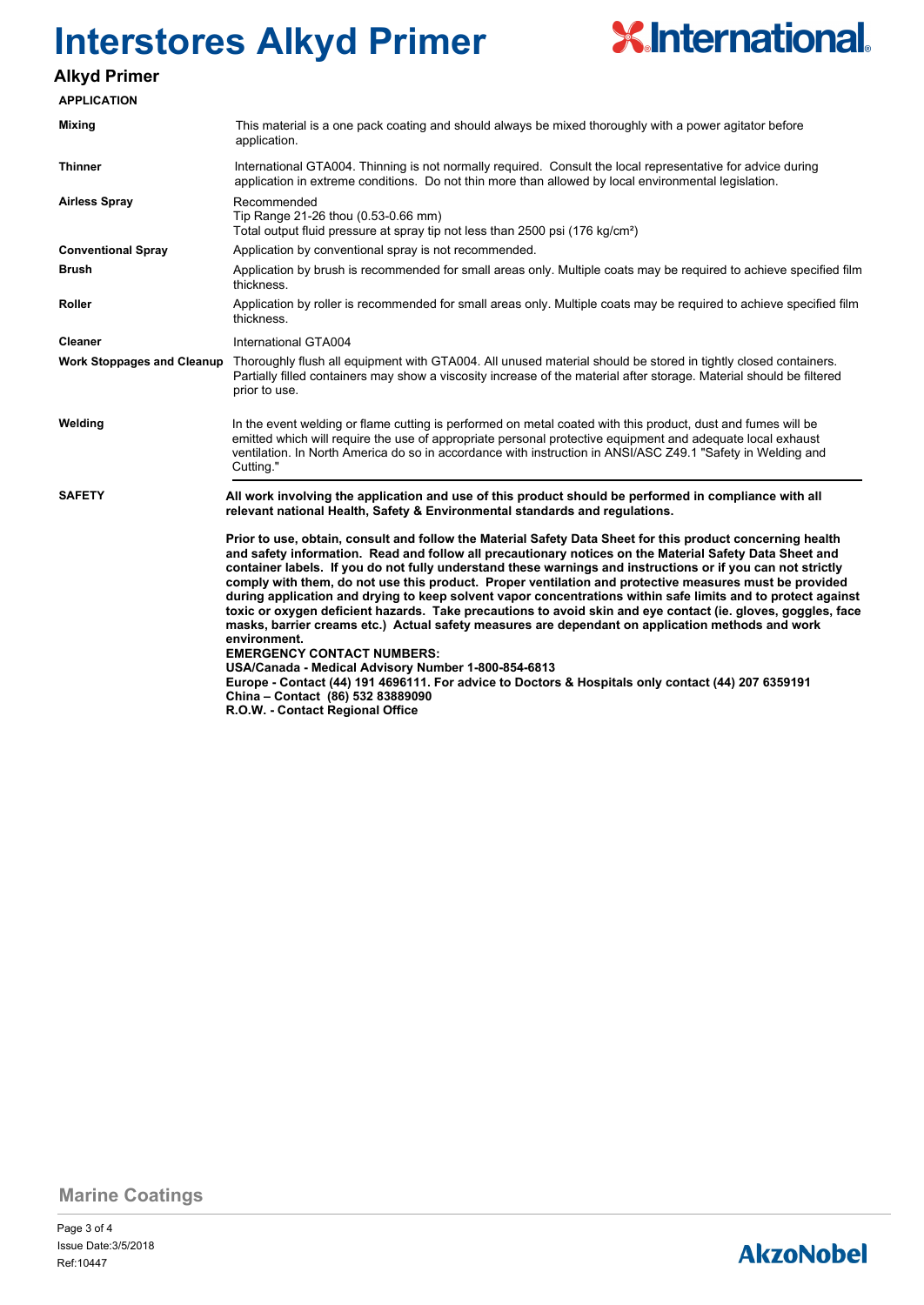# Interstores Alkyd Primer

## Alkyd Primer

### APPLICATION

| | |
|---|---|
| **Mixing** | This material is a one pack coating and should always be mixed thoroughly with a power agitator before application. |
| **Thinner** | International GTA004. Thinning is not normally required. Consult the local representative for advice during application in extreme conditions. Do not thin more than allowed by local environmental legislation. |
| **Airless Spray** | Recommended<br>Tip Range 21-26 thou (0.53-0.66 mm)<br>Total output fluid pressure at spray tip not less than 2500 psi (176 kg/cm²) |
| **Conventional Spray** | Application by conventional spray is not recommended. |
| **Brush** | Application by brush is recommended for small areas only. Multiple coats may be required to achieve specified film thickness. |
| **Roller** | Application by roller is recommended for small areas only. Multiple coats may be required to achieve specified film thickness. |
| **Cleaner** | International GTA004 |
| **Work Stoppages and Cleanup** | Thoroughly flush all equipment with GTA004. All unused material should be stored in tightly closed containers. Partially filled containers may show a viscosity increase of the material after storage. Material should be filtered prior to use. |
| **Welding** | In the event welding or flame cutting is performed on metal coated with this product, dust and fumes will be emitted which will require the use of appropriate personal protective equipment and adequate local exhaust ventilation. In North America do so in accordance with instruction in ANSI/ASC Z49.1 "Safety in Welding and Cutting." |

### SAFETY

**All work involving the application and use of this product should be performed in compliance with all relevant national Health, Safety & Environmental standards and regulations.**

**Prior to use, obtain, consult and follow the Material Safety Data Sheet for this product concerning health and safety information. Read and follow all precautionary notices on the Material Safety Data Sheet and container labels. If you do not fully understand these warnings and instructions or if you can not strictly comply with them, do not use this product. Proper ventilation and protective measures must be provided during application and drying to keep solvent vapor concentrations within safe limits and to protect against toxic or oxygen deficient hazards. Take precautions to avoid skin and eye contact (ie. gloves, goggles, face masks, barrier creams etc.) Actual safety measures are dependant on application methods and work environment.**
**EMERGENCY CONTACT NUMBERS:**
**USA/Canada - Medical Advisory Number 1-800-854-6813**
**Europe - Contact (44) 191 4696111. For advice to Doctors & Hospitals only contact (44) 207 6359191**
**China – Contact (86) 532 83889090**
**R.O.W. - Contact Regional Office**

Marine Coatings

Issue Date:3/5/2018
Ref:10447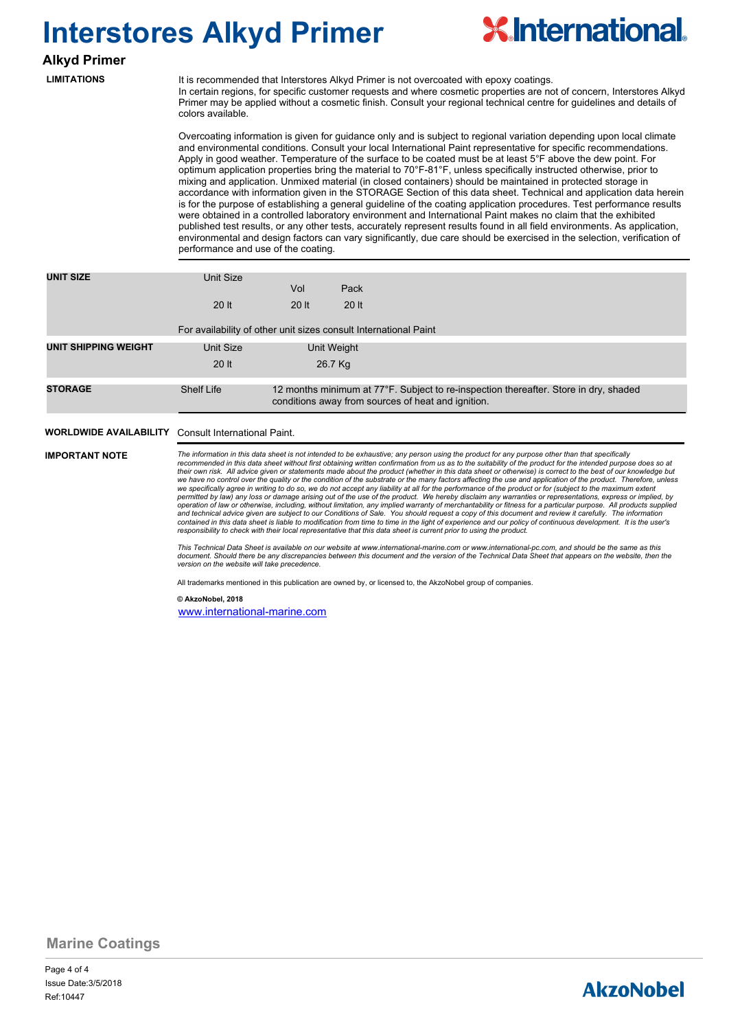# Interstores Alkyd Primer

## Alkyd Primer

**LIMITATIONS**

It is recommended that Interstores Alkyd Primer is not overcoated with epoxy coatings.
In certain regions, for specific customer requests and where cosmetic properties are not of concern, Interstores Alkyd Primer may be applied without a cosmetic finish. Consult your regional technical centre for guidelines and details of colors available.

Overcoating information is given for guidance only and is subject to regional variation depending upon local climate and environmental conditions. Consult your local International Paint representative for specific recommendations. Apply in good weather. Temperature of the surface to be coated must be at least 5°F above the dew point. For optimum application properties bring the material to 70°F-81°F, unless specifically instructed otherwise, prior to mixing and application. Unmixed material (in closed containers) should be maintained in protected storage in accordance with information given in the STORAGE Section of this data sheet. Technical and application data herein is for the purpose of establishing a general guideline of the coating application procedures. Test performance results were obtained in a controlled laboratory environment and International Paint makes no claim that the exhibited published test results, or any other tests, accurately represent results found in all field environments. As application, environmental and design factors can vary significantly, due care should be exercised in the selection, verification of performance and use of the coating.

**UNIT SIZE**

| Unit Size | Vol | Pack |
|---|---|---|
| 20 lt | 20 lt | 20 lt |

For availability of other unit sizes consult International Paint

**UNIT SHIPPING WEIGHT**

| Unit Size | Unit Weight |
|---|---|
| 20 lt | 26.7 Kg |

**STORAGE**

| | |
|---|---|
| Shelf Life | 12 months minimum at 77°F. Subject to re-inspection thereafter. Store in dry, shaded conditions away from sources of heat and ignition. |

**WORLDWIDE AVAILABILITY** Consult International Paint.

**IMPORTANT NOTE**

*The information in this data sheet is not intended to be exhaustive; any person using the product for any purpose other than that specifically recommended in this data sheet without first obtaining written confirmation from us as to the suitability of the product for the intended purpose does so at their own risk. All advice given or statements made about the product (whether in this data sheet or otherwise) is correct to the best of our knowledge but we have no control over the quality or the condition of the substrate or the many factors affecting the use and application of the product. Therefore, unless we specifically agree in writing to do so, we do not accept any liability at all for the performance of the product or for (subject to the maximum extent permitted by law) any loss or damage arising out of the use of the product. We hereby disclaim any warranties or representations, express or implied, by operation of law or otherwise, including, without limitation, any implied warranty of merchantability or fitness for a particular purpose. All products supplied and technical advice given are subject to our Conditions of Sale. You should request a copy of this document and review it carefully. The information contained in this data sheet is liable to modification from time to time in the light of experience and our policy of continuous development. It is the user's responsibility to check with their local representative that this data sheet is current prior to using the product.*

*This Technical Data Sheet is available on our website at www.international-marine.com or www.international-pc.com, and should be the same as this document. Should there be any discrepancies between this document and the version of the Technical Data Sheet that appears on the website, then the version on the website will take precedence.*

All trademarks mentioned in this publication are owned by, or licensed to, the AkzoNobel group of companies.

**© AkzoNobel, 2018**

www.international-marine.com

Marine Coatings

Issue Date:3/5/2018
Ref:10447